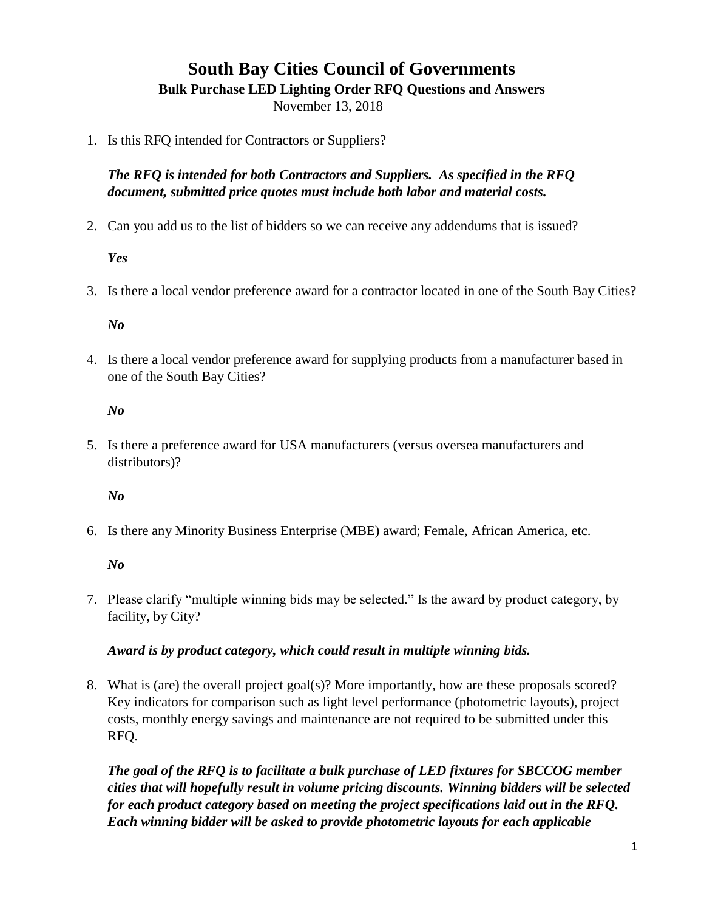# South Bay Cities Council of Governments

## Bulk Purchase LED Lighting Order RFQ Questions and Answers

November 13, 2018

1. Is this RFQ intended for Contractors or Suppliers?

   ***The RFQ is intended for both Contractors and Suppliers. As specified in the RFQ document, submitted price quotes must include both labor and material costs.***

2. Can you add us to the list of bidders so we can receive any addendums that is issued?

   ***Yes***

3. Is there a local vendor preference award for a contractor located in one of the South Bay Cities?

   ***No***

4. Is there a local vendor preference award for supplying products from a manufacturer based in one of the South Bay Cities?

   ***No***

5. Is there a preference award for USA manufacturers (versus oversea manufacturers and distributors)?

   ***No***

6. Is there any Minority Business Enterprise (MBE) award; Female, African America, etc.

   ***No***

7. Please clarify "multiple winning bids may be selected." Is the award by product category, by facility, by City?

   ***Award is by product category, which could result in multiple winning bids.***

8. What is (are) the overall project goal(s)? More importantly, how are these proposals scored? Key indicators for comparison such as light level performance (photometric layouts), project costs, monthly energy savings and maintenance are not required to be submitted under this RFQ.

   ***The goal of the RFQ is to facilitate a bulk purchase of LED fixtures for SBCCOG member cities that will hopefully result in volume pricing discounts. Winning bidders will be selected for each product category based on meeting the project specifications laid out in the RFQ. Each winning bidder will be asked to provide photometric layouts for each applicable***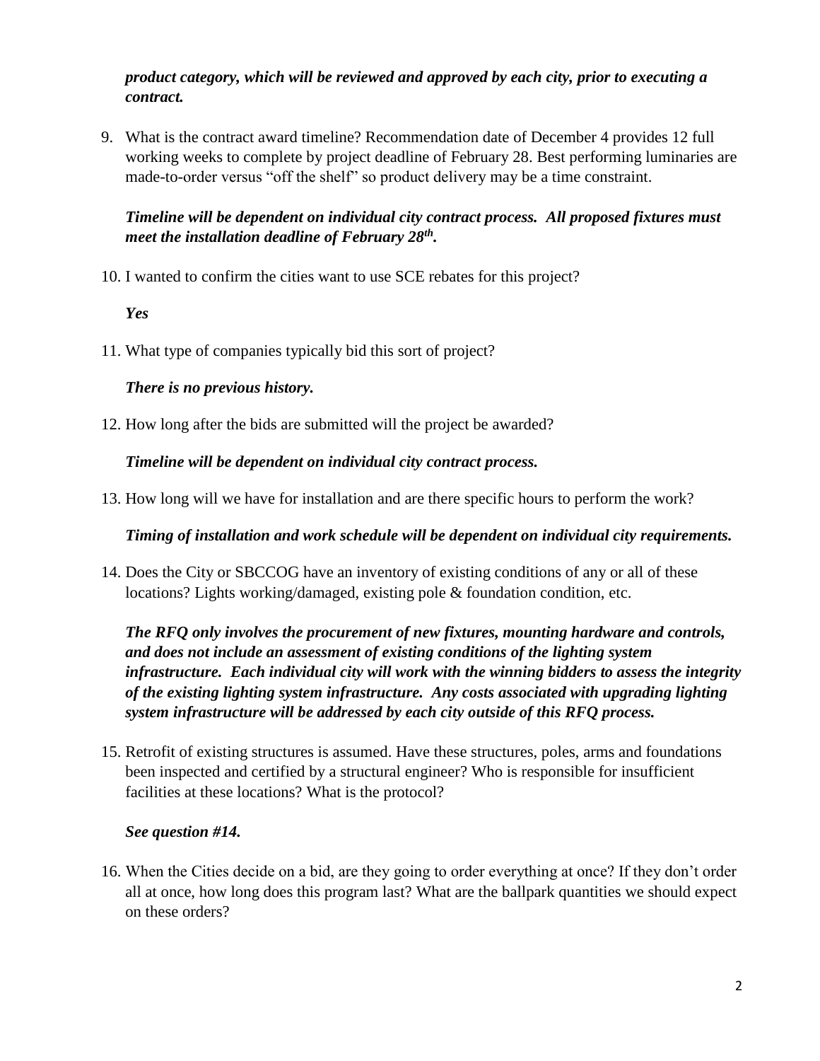***product category, which will be reviewed and approved by each city, prior to executing a contract.***

9. What is the contract award timeline? Recommendation date of December 4 provides 12 full working weeks to complete by project deadline of February 28. Best performing luminaries are made-to-order versus "off the shelf" so product delivery may be a time constraint.

   ***Timeline will be dependent on individual city contract process. All proposed fixtures must meet the installation deadline of February 28th.***

10. I wanted to confirm the cities want to use SCE rebates for this project?

    ***Yes***

11. What type of companies typically bid this sort of project?

    ***There is no previous history.***

12. How long after the bids are submitted will the project be awarded?

    ***Timeline will be dependent on individual city contract process.***

13. How long will we have for installation and are there specific hours to perform the work?

    ***Timing of installation and work schedule will be dependent on individual city requirements.***

14. Does the City or SBCCOG have an inventory of existing conditions of any or all of these locations? Lights working/damaged, existing pole & foundation condition, etc.

    ***The RFQ only involves the procurement of new fixtures, mounting hardware and controls, and does not include an assessment of existing conditions of the lighting system infrastructure. Each individual city will work with the winning bidders to assess the integrity of the existing lighting system infrastructure. Any costs associated with upgrading lighting system infrastructure will be addressed by each city outside of this RFQ process.***

15. Retrofit of existing structures is assumed. Have these structures, poles, arms and foundations been inspected and certified by a structural engineer? Who is responsible for insufficient facilities at these locations? What is the protocol?

    ***See question #14.***

16. When the Cities decide on a bid, are they going to order everything at once? If they don't order all at once, how long does this program last? What are the ballpark quantities we should expect on these orders?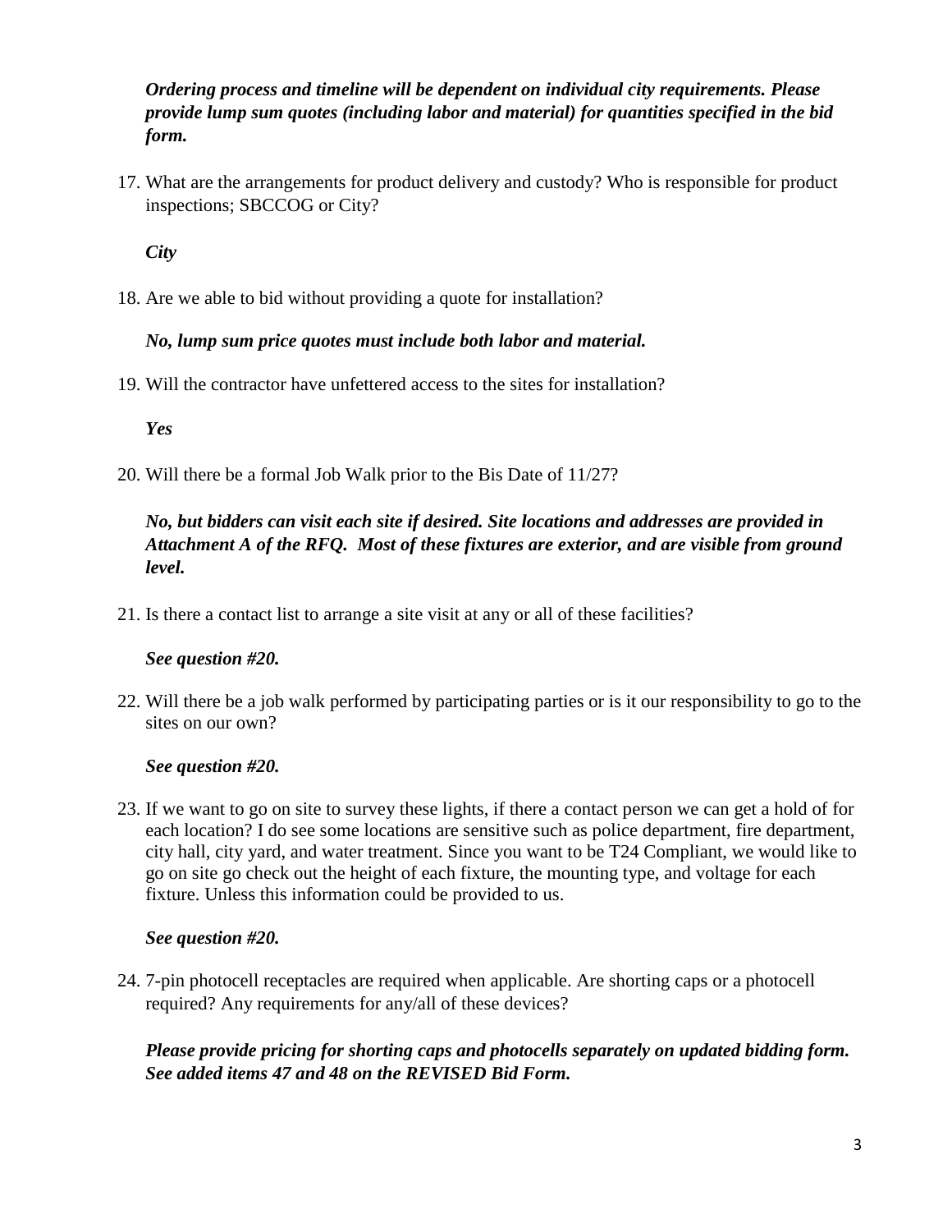***Ordering process and timeline will be dependent on individual city requirements. Please provide lump sum quotes (including labor and material) for quantities specified in the bid form.***

17. What are the arrangements for product delivery and custody? Who is responsible for product inspections; SBCCOG or City?

    ***City***

18. Are we able to bid without providing a quote for installation?

    ***No, lump sum price quotes must include both labor and material.***

19. Will the contractor have unfettered access to the sites for installation?

    ***Yes***

20. Will there be a formal Job Walk prior to the Bis Date of 11/27?

    ***No, but bidders can visit each site if desired. Site locations and addresses are provided in Attachment A of the RFQ. Most of these fixtures are exterior, and are visible from ground level.***

21. Is there a contact list to arrange a site visit at any or all of these facilities?

    ***See question #20.***

22. Will there be a job walk performed by participating parties or is it our responsibility to go to the sites on our own?

    ***See question #20.***

23. If we want to go on site to survey these lights, if there a contact person we can get a hold of for each location? I do see some locations are sensitive such as police department, fire department, city hall, city yard, and water treatment. Since you want to be T24 Compliant, we would like to go on site go check out the height of each fixture, the mounting type, and voltage for each fixture. Unless this information could be provided to us.

    ***See question #20.***

24. 7-pin photocell receptacles are required when applicable. Are shorting caps or a photocell required? Any requirements for any/all of these devices?

    ***Please provide pricing for shorting caps and photocells separately on updated bidding form. See added items 47 and 48 on the REVISED Bid Form.***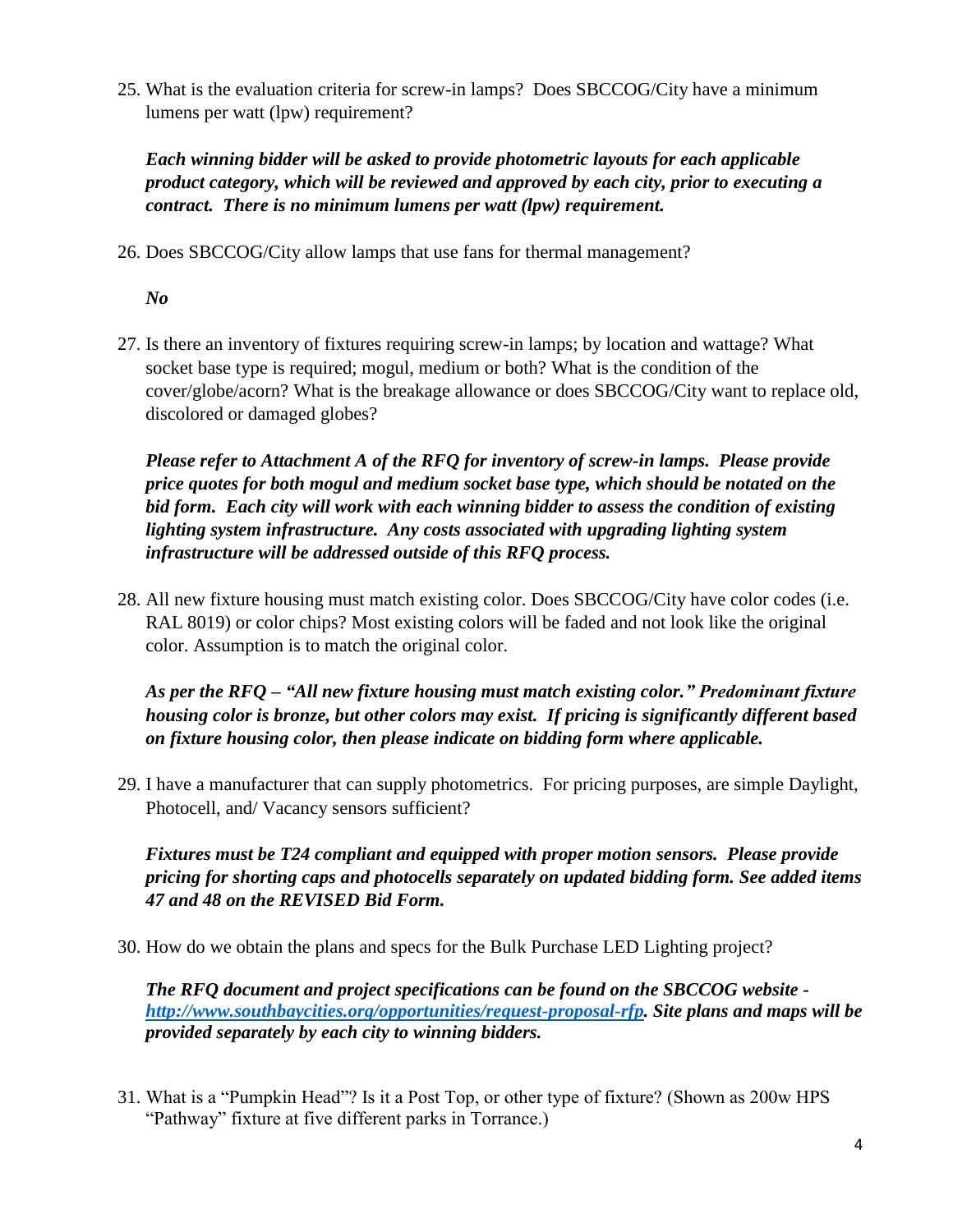25. What is the evaluation criteria for screw-in lamps? Does SBCCOG/City have a minimum lumens per watt (lpw) requirement?

    ***Each winning bidder will be asked to provide photometric layouts for each applicable product category, which will be reviewed and approved by each city, prior to executing a contract. There is no minimum lumens per watt (lpw) requirement.***

26. Does SBCCOG/City allow lamps that use fans for thermal management?

    ***No***

27. Is there an inventory of fixtures requiring screw-in lamps; by location and wattage? What socket base type is required; mogul, medium or both? What is the condition of the cover/globe/acorn? What is the breakage allowance or does SBCCOG/City want to replace old, discolored or damaged globes?

    ***Please refer to Attachment A of the RFQ for inventory of screw-in lamps. Please provide price quotes for both mogul and medium socket base type, which should be notated on the bid form. Each city will work with each winning bidder to assess the condition of existing lighting system infrastructure. Any costs associated with upgrading lighting system infrastructure will be addressed outside of this RFQ process.***

28. All new fixture housing must match existing color. Does SBCCOG/City have color codes (i.e. RAL 8019) or color chips? Most existing colors will be faded and not look like the original color. Assumption is to match the original color.

    ***As per the RFQ – "All new fixture housing must match existing color." Predominant fixture housing color is bronze, but other colors may exist. If pricing is significantly different based on fixture housing color, then please indicate on bidding form where applicable.***

29. I have a manufacturer that can supply photometrics. For pricing purposes, are simple Daylight, Photocell, and/ Vacancy sensors sufficient?

    ***Fixtures must be T24 compliant and equipped with proper motion sensors. Please provide pricing for shorting caps and photocells separately on updated bidding form. See added items 47 and 48 on the REVISED Bid Form.***

30. How do we obtain the plans and specs for the Bulk Purchase LED Lighting project?

    ***The RFQ document and project specifications can be found on the SBCCOG website - [http://www.southbaycities.org/opportunities/request-proposal-rfp](http://www.southbaycities.org/opportunities/request-proposal-rfp). Site plans and maps will be provided separately by each city to winning bidders.***

31. What is a "Pumpkin Head"? Is it a Post Top, or other type of fixture? (Shown as 200w HPS "Pathway" fixture at five different parks in Torrance.)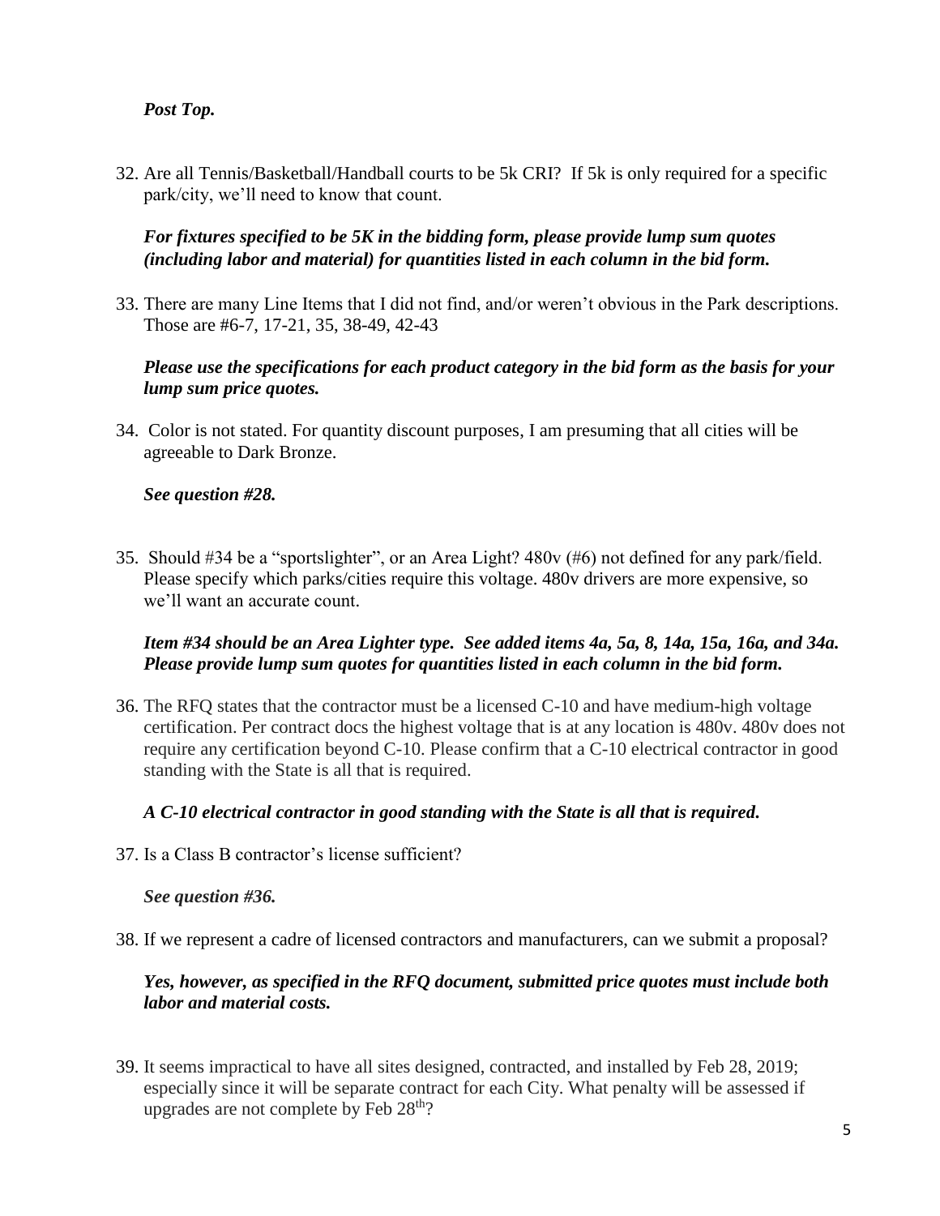*Post Top.*

32. Are all Tennis/Basketball/Handball courts to be 5k CRI? If 5k is only required for a specific park/city, we'll need to know that count.

    ***For fixtures specified to be 5K in the bidding form, please provide lump sum quotes (including labor and material) for quantities listed in each column in the bid form.***

33. There are many Line Items that I did not find, and/or weren't obvious in the Park descriptions. Those are #6-7, 17-21, 35, 38-49, 42-43

    ***Please use the specifications for each product category in the bid form as the basis for your lump sum price quotes.***

34. Color is not stated. For quantity discount purposes, I am presuming that all cities will be agreeable to Dark Bronze.

    ***See question #28.***

35. Should #34 be a "sportslighter", or an Area Light? 480v (#6) not defined for any park/field. Please specify which parks/cities require this voltage. 480v drivers are more expensive, so we'll want an accurate count.

    ***Item #34 should be an Area Lighter type. See added items 4a, 5a, 8, 14a, 15a, 16a, and 34a. Please provide lump sum quotes for quantities listed in each column in the bid form.***

36. The RFQ states that the contractor must be a licensed C-10 and have medium-high voltage certification. Per contract docs the highest voltage that is at any location is 480v. 480v does not require any certification beyond C-10. Please confirm that a C-10 electrical contractor in good standing with the State is all that is required.

    ***A C-10 electrical contractor in good standing with the State is all that is required.***

37. Is a Class B contractor's license sufficient?

    ***See question #36.***

38. If we represent a cadre of licensed contractors and manufacturers, can we submit a proposal?

    ***Yes, however, as specified in the RFQ document, submitted price quotes must include both labor and material costs.***

39. It seems impractical to have all sites designed, contracted, and installed by Feb 28, 2019; especially since it will be separate contract for each City. What penalty will be assessed if upgrades are not complete by Feb 28th?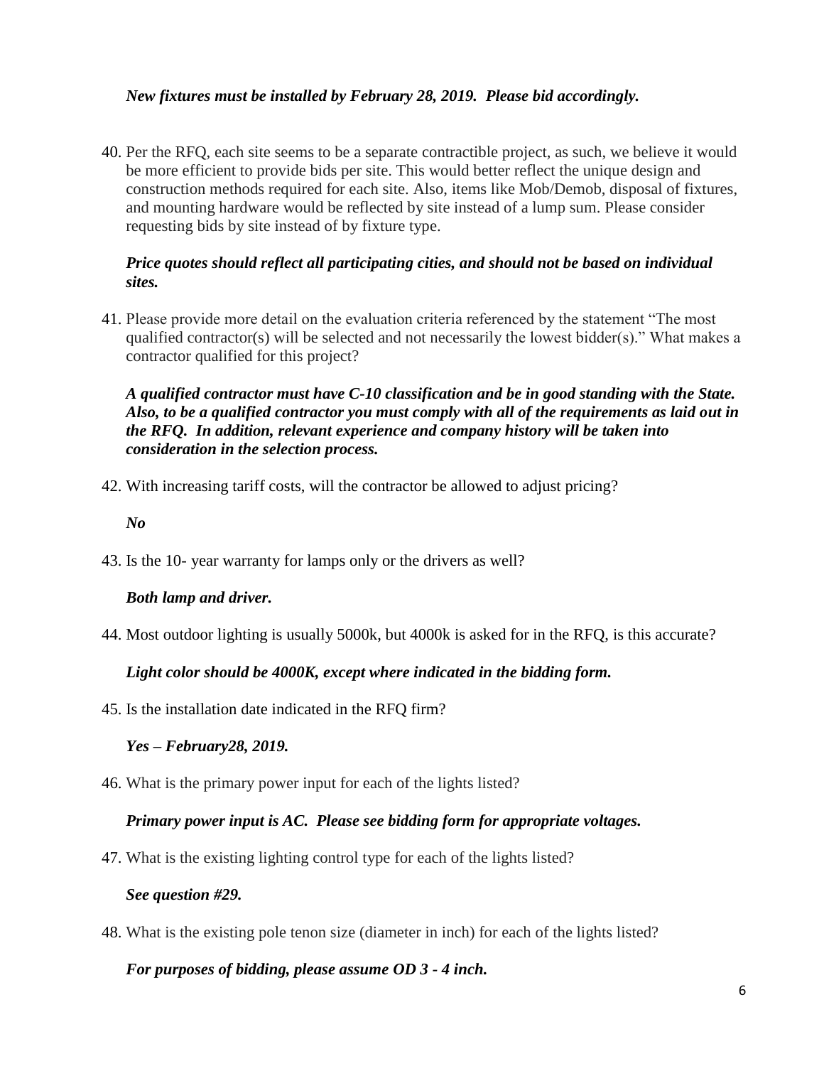***New fixtures must be installed by February 28, 2019. Please bid accordingly.***

40. Per the RFQ, each site seems to be a separate contractible project, as such, we believe it would be more efficient to provide bids per site. This would better reflect the unique design and construction methods required for each site. Also, items like Mob/Demob, disposal of fixtures, and mounting hardware would be reflected by site instead of a lump sum. Please consider requesting bids by site instead of by fixture type.

    ***Price quotes should reflect all participating cities, and should not be based on individual sites.***

41. Please provide more detail on the evaluation criteria referenced by the statement "The most qualified contractor(s) will be selected and not necessarily the lowest bidder(s)." What makes a contractor qualified for this project?

    ***A qualified contractor must have C-10 classification and be in good standing with the State. Also, to be a qualified contractor you must comply with all of the requirements as laid out in the RFQ. In addition, relevant experience and company history will be taken into consideration in the selection process.***

42. With increasing tariff costs, will the contractor be allowed to adjust pricing?

    ***No***

43. Is the 10- year warranty for lamps only or the drivers as well?

    ***Both lamp and driver.***

44. Most outdoor lighting is usually 5000k, but 4000k is asked for in the RFQ, is this accurate?

    ***Light color should be 4000K, except where indicated in the bidding form.***

45. Is the installation date indicated in the RFQ firm?

    ***Yes – February28, 2019.***

46. What is the primary power input for each of the lights listed?

    ***Primary power input is AC. Please see bidding form for appropriate voltages.***

47. What is the existing lighting control type for each of the lights listed?

    ***See question #29.***

48. What is the existing pole tenon size (diameter in inch) for each of the lights listed?

    ***For purposes of bidding, please assume OD 3 - 4 inch.***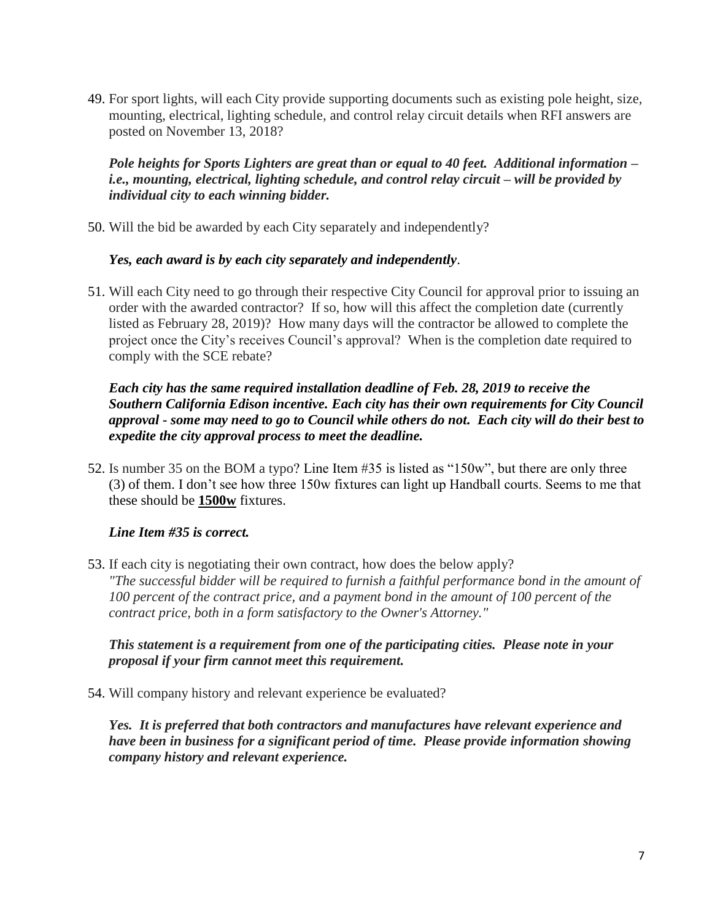49. For sport lights, will each City provide supporting documents such as existing pole height, size, mounting, electrical, lighting schedule, and control relay circuit details when RFI answers are posted on November 13, 2018?

    ***Pole heights for Sports Lighters are great than or equal to 40 feet. Additional information – i.e., mounting, electrical, lighting schedule, and control relay circuit – will be provided by individual city to each winning bidder.***

50. Will the bid be awarded by each City separately and independently?

    ***Yes, each award is by each city separately and independently***.

51. Will each City need to go through their respective City Council for approval prior to issuing an order with the awarded contractor? If so, how will this affect the completion date (currently listed as February 28, 2019)? How many days will the contractor be allowed to complete the project once the City's receives Council's approval? When is the completion date required to comply with the SCE rebate?

    ***Each city has the same required installation deadline of Feb. 28, 2019 to receive the Southern California Edison incentive. Each city has their own requirements for City Council approval - some may need to go to Council while others do not. Each city will do their best to expedite the city approval process to meet the deadline.***

52. Is number 35 on the BOM a typo? Line Item #35 is listed as "150w", but there are only three (3) of them. I don't see how three 150w fixtures can light up Handball courts. Seems to me that these should be **<u>1500w</u>** fixtures.

    ***Line Item #35 is correct.***

53. If each city is negotiating their own contract, how does the below apply?
    *"The successful bidder will be required to furnish a faithful performance bond in the amount of 100 percent of the contract price, and a payment bond in the amount of 100 percent of the contract price, both in a form satisfactory to the Owner's Attorney."*

    ***This statement is a requirement from one of the participating cities. Please note in your proposal if your firm cannot meet this requirement.***

54. Will company history and relevant experience be evaluated?

    ***Yes. It is preferred that both contractors and manufactures have relevant experience and have been in business for a significant period of time. Please provide information showing company history and relevant experience.***